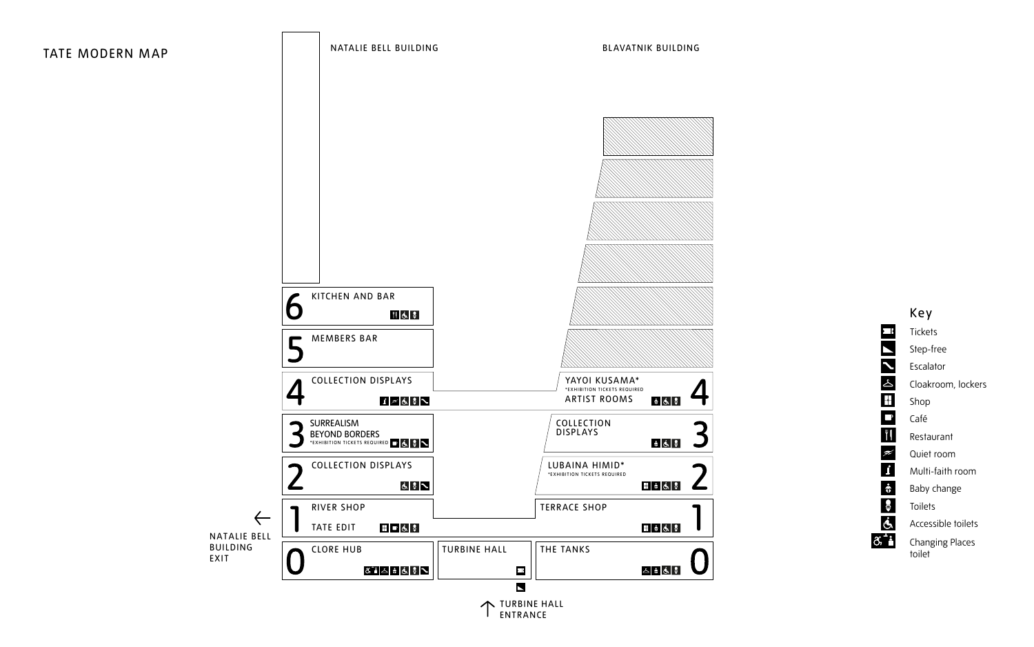# TATE MODERN MAP

## NATALIE BELL BUILDING

**6** KITCHEN AND BAR

**5** MEMBERS BAR

**4** COLLECTION DISPLAYS

**3** SURREALISM BEYOND BORDERS
*EXHIBITION TICKETS REQUIRED

**2** COLLECTION DISPLAYS

**1** RIVER SHOP
TATE EDIT

**0** CLORE HUB

← NATALIE BELL BUILDING EXIT

## TURBINE HALL

↑ TURBINE HALL ENTRANCE

## BLAVATNIK BUILDING

**4** YAYOI KUSAMA*
*EXHIBITION TICKETS REQUIRED
ARTIST ROOMS

**3** COLLECTION DISPLAYS

**2** LUBAINA HIMID*
*EXHIBITION TICKETS REQUIRED

**1** TERRACE SHOP

**0** THE TANKS

## Key

- Tickets
- Step-free
- Escalator
- Cloakroom, lockers
- Shop
- Café
- Restaurant
- Quiet room
- Multi-faith room
- Baby change
- Toilets
- Accessible toilets
- Changing Places toilet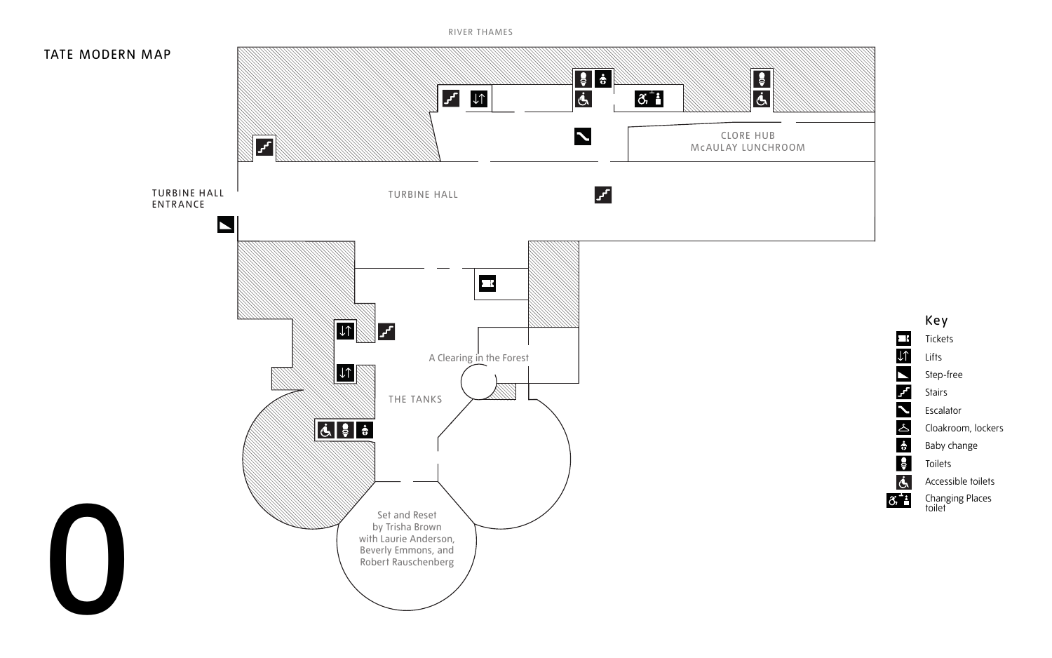# TATE MODERN MAP

RIVER THAMES

TURBINE HALL ENTRANCE

TURBINE HALL

CLORE HUB
McAULAY LUNCHROOM

A Clearing in the Forest

THE TANKS

Set and Reset
by Trisha Brown
with Laurie Anderson,
Beverly Emmons, and
Robert Rauschenberg

## Key

- Tickets
- Lifts
- Step-free
- Stairs
- Escalator
- Cloakroom, lockers
- Baby change
- Toilets
- Accessible toilets
- Changing Places toilet

0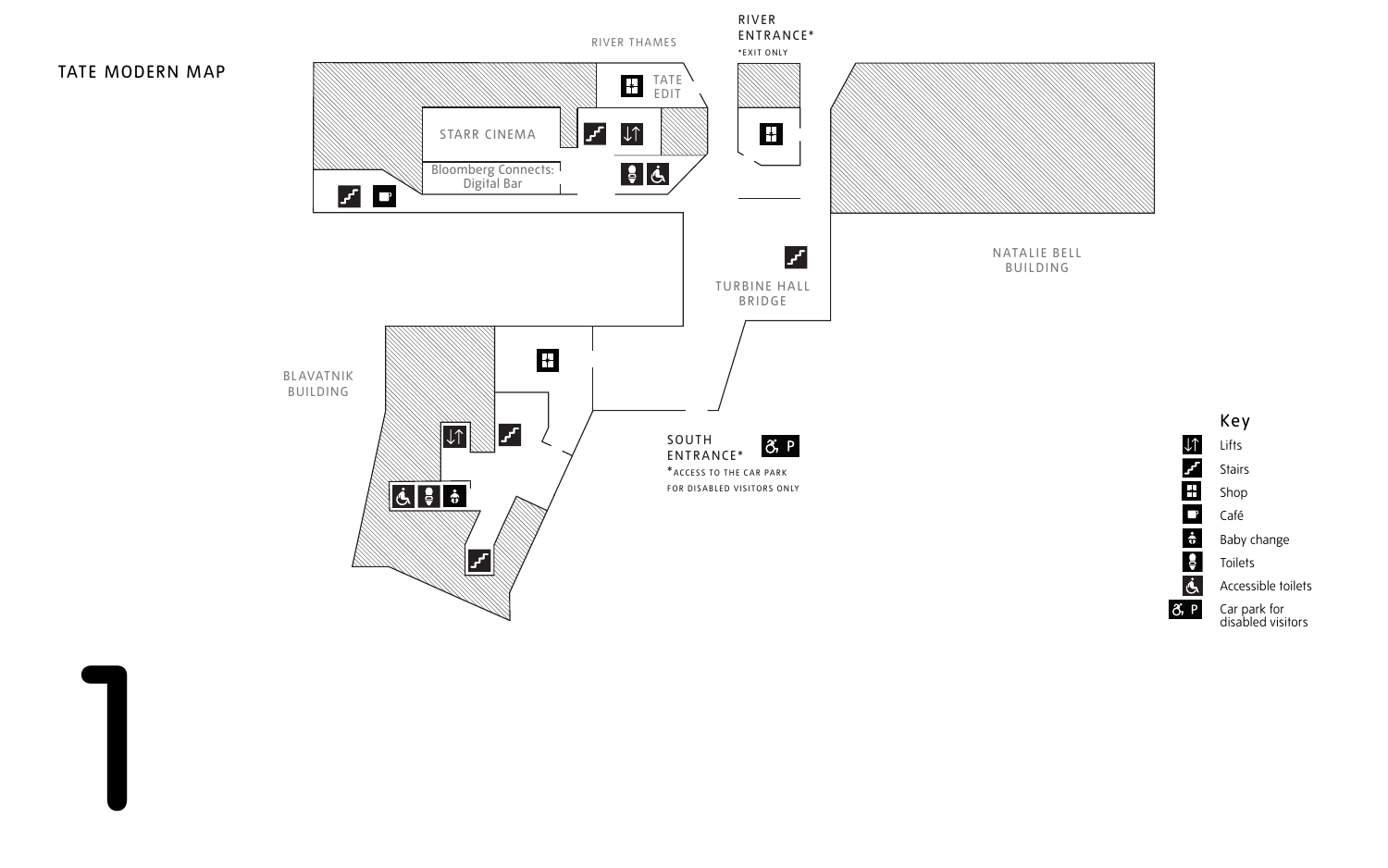# TATE MODERN MAP

RIVER THAMES

RIVER ENTRANCE*
*EXIT ONLY

TATE EDIT

STARR CINEMA

Bloomberg Connects: Digital Bar

TURBINE HALL BRIDGE

NATALIE BELL BUILDING

BLAVATNIK BUILDING

SOUTH ENTRANCE*
*ACCESS TO THE CAR PARK FOR DISABLED VISITORS ONLY

## Key

- Lifts
- Stairs
- Shop
- Café
- Baby change
- Toilets
- Accessible toilets
- Car park for disabled visitors

# 1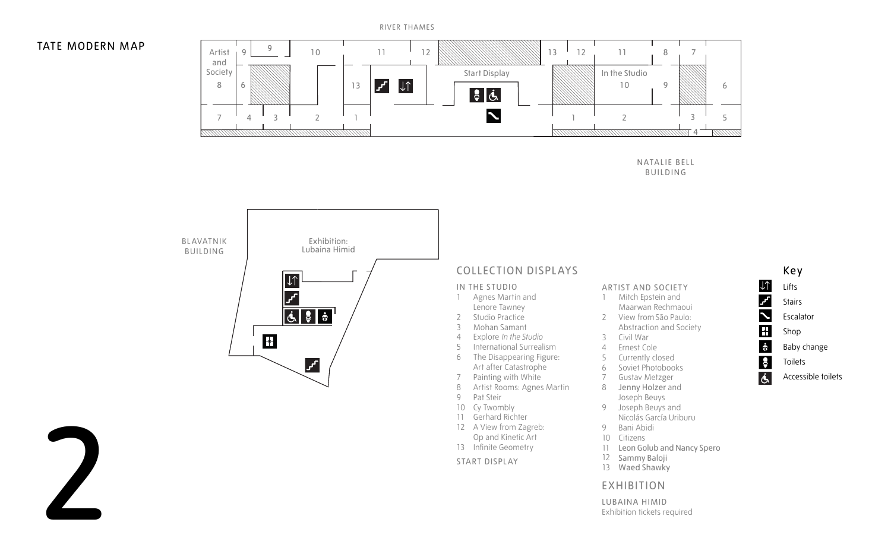# TATE MODERN MAP

RIVER THAMES

NATALIE BELL BUILDING

BLAVATNIK BUILDING

Exhibition: Lubaina Himid

Start Display

In the Studio

Artist and Society

# 2

## COLLECTION DISPLAYS

### IN THE STUDIO

1. Agnes Martin and Lenore Tawney
2. Studio Practice
3. Mohan Samant
4. Explore *In the Studio*
5. International Surrealism
6. The Disappearing Figure: Art after Catastrophe
7. Painting with White
8. Artist Rooms: Agnes Martin
9. Pat Steir
10. Cy Twombly
11. Gerhard Richter
12. A View from Zagreb: Op and Kinetic Art
13. Infinite Geometry

### START DISPLAY

### ARTIST AND SOCIETY

1. Mitch Epstein and Maarwan Rechmaoui
2. View from São Paulo: Abstraction and Society
3. Civil War
4. Ernest Cole
5. Currently closed
6. Soviet Photobooks
7. Gustav Metzger
8. Jenny Holzer and Joseph Beuys
9. Joseph Beuys and Nicolás García Uriburu
9. Bani Abidi
10. Citizens
11. Leon Golub and Nancy Spero
12. Sammy Baloji
13. Waed Shawky

## EXHIBITION

### LUBAINA HIMID

Exhibition tickets required

## Key

- Lifts
- Stairs
- Escalator
- Shop
- Baby change
- Toilets
- Accessible toilets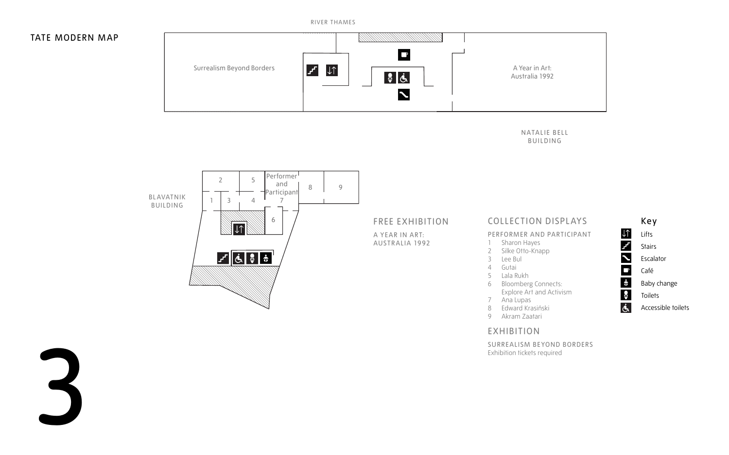# TATE MODERN MAP

RIVER THAMES

Surrealism Beyond Borders

A Year in Art: Australia 1992

NATALIE BELL BUILDING

BLAVATNIK BUILDING

2 | 5 | Performer and Participant | 8 | 9

1 | 3 | 4 | 7

6

## FREE EXHIBITION

A YEAR IN ART: AUSTRALIA 1992

## COLLECTION DISPLAYS

PERFORMER AND PARTICIPANT

1. Sharon Hayes
2. Silke Otto-Knapp
3. Lee Bul
4. Gutai
5. Lala Rukh
6. Bloomberg Connects: Explore Art and Activism
7. Ana Lupas
8. Edward Krasiński
9. Akram Zaatari

## EXHIBITION

SURREALISM BEYOND BORDERS

Exhibition tickets required

## Key

- Lifts
- Stairs
- Escalator
- Café
- Baby change
- Toilets
- Accessible toilets

# 3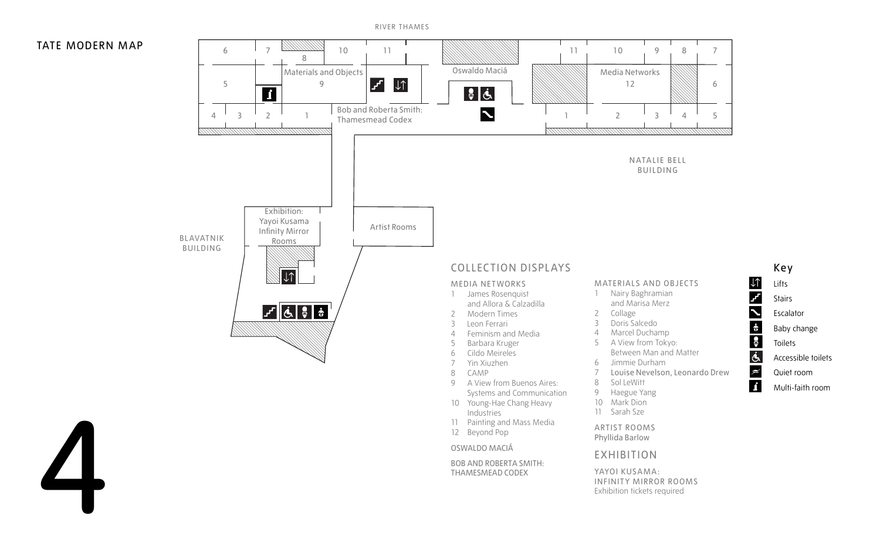# TATE MODERN MAP

# 4

RIVER THAMES

NATALIE BELL BUILDING

BLAVATNIK BUILDING

Materials and Objects

Oswaldo Maciá

Media Networks

Bob and Roberta Smith: Thamesmead Codex

Exhibition: Yayoi Kusama Infinity Mirror Rooms

Artist Rooms

## COLLECTION DISPLAYS

### MEDIA NETWORKS

1. James Rosenquist and Allora & Calzadilla
2. Modern Times
3. Leon Ferrari
4. Feminism and Media
5. Barbara Kruger
6. Cildo Meireles
7. Yin Xiuzhen
8. CAMP
9. A View from Buenos Aires: Systems and Communication
10. Young-Hae Chang Heavy Industries
11. Painting and Mass Media
12. Beyond Pop

### OSWALDO MACIÁ

### BOB AND ROBERTA SMITH: THAMESMEAD CODEX

### MATERIALS AND OBJECTS

1. Nairy Baghramian and Marisa Merz
2. Collage
3. Doris Salcedo
4. Marcel Duchamp
5. A View from Tokyo: Between Man and Matter
6. Jimmie Durham
7. Louise Nevelson, Leonardo Drew
8. Sol LeWitt
9. Haegue Yang
10. Mark Dion
11. Sarah Sze

### ARTIST ROOMS

Phyllida Barlow

## EXHIBITION

### YAYOI KUSAMA: INFINITY MIRROR ROOMS

Exhibition tickets required

## Key

- Lifts
- Stairs
- Escalator
- Baby change
- Toilets
- Accessible toilets
- Quiet room
- Multi-faith room